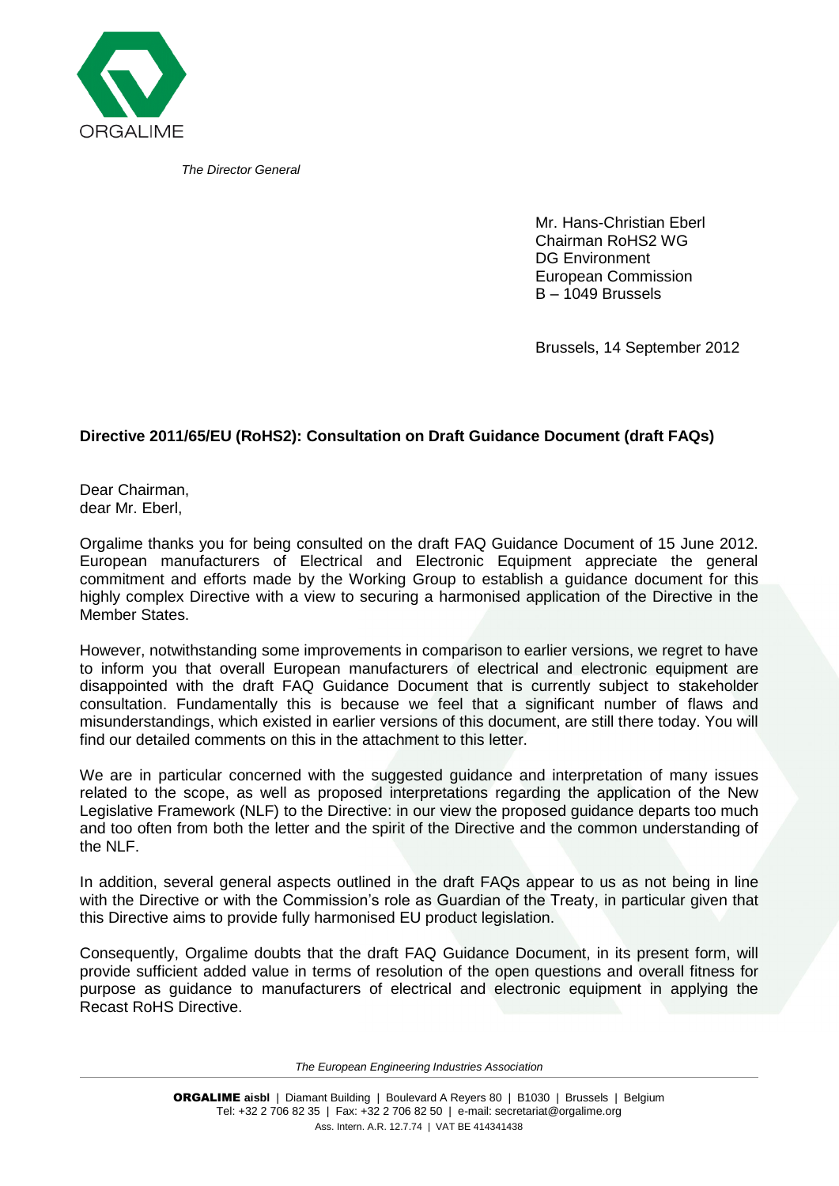ORGALIME

*The Director General*

Mr. Hans-Christian Eberl
Chairman RoHS2 WG
DG Environment
European Commission
B – 1049 Brussels

Brussels, 14 September 2012

**Directive 2011/65/EU (RoHS2): Consultation on Draft Guidance Document (draft FAQs)**

Dear Chairman,
dear Mr. Eberl,

Orgalime thanks you for being consulted on the draft FAQ Guidance Document of 15 June 2012. European manufacturers of Electrical and Electronic Equipment appreciate the general commitment and efforts made by the Working Group to establish a guidance document for this highly complex Directive with a view to securing a harmonised application of the Directive in the Member States.

However, notwithstanding some improvements in comparison to earlier versions, we regret to have to inform you that overall European manufacturers of electrical and electronic equipment are disappointed with the draft FAQ Guidance Document that is currently subject to stakeholder consultation. Fundamentally this is because we feel that a significant number of flaws and misunderstandings, which existed in earlier versions of this document, are still there today. You will find our detailed comments on this in the attachment to this letter.

We are in particular concerned with the suggested guidance and interpretation of many issues related to the scope, as well as proposed interpretations regarding the application of the New Legislative Framework (NLF) to the Directive: in our view the proposed guidance departs too much and too often from both the letter and the spirit of the Directive and the common understanding of the NLF.

In addition, several general aspects outlined in the draft FAQs appear to us as not being in line with the Directive or with the Commission's role as Guardian of the Treaty, in particular given that this Directive aims to provide fully harmonised EU product legislation.

Consequently, Orgalime doubts that the draft FAQ Guidance Document, in its present form, will provide sufficient added value in terms of resolution of the open questions and overall fitness for purpose as guidance to manufacturers of electrical and electronic equipment in applying the Recast RoHS Directive.

*The European Engineering Industries Association*

**ORGALIME aisbl** | Diamant Building | Boulevard A Reyers 80 | B1030 | Brussels | Belgium
Tel: +32 2 706 82 35 | Fax: +32 2 706 82 50 | e-mail: secretariat@orgalime.org
Ass. Intern. A.R. 12.7.74 | VAT BE 414341438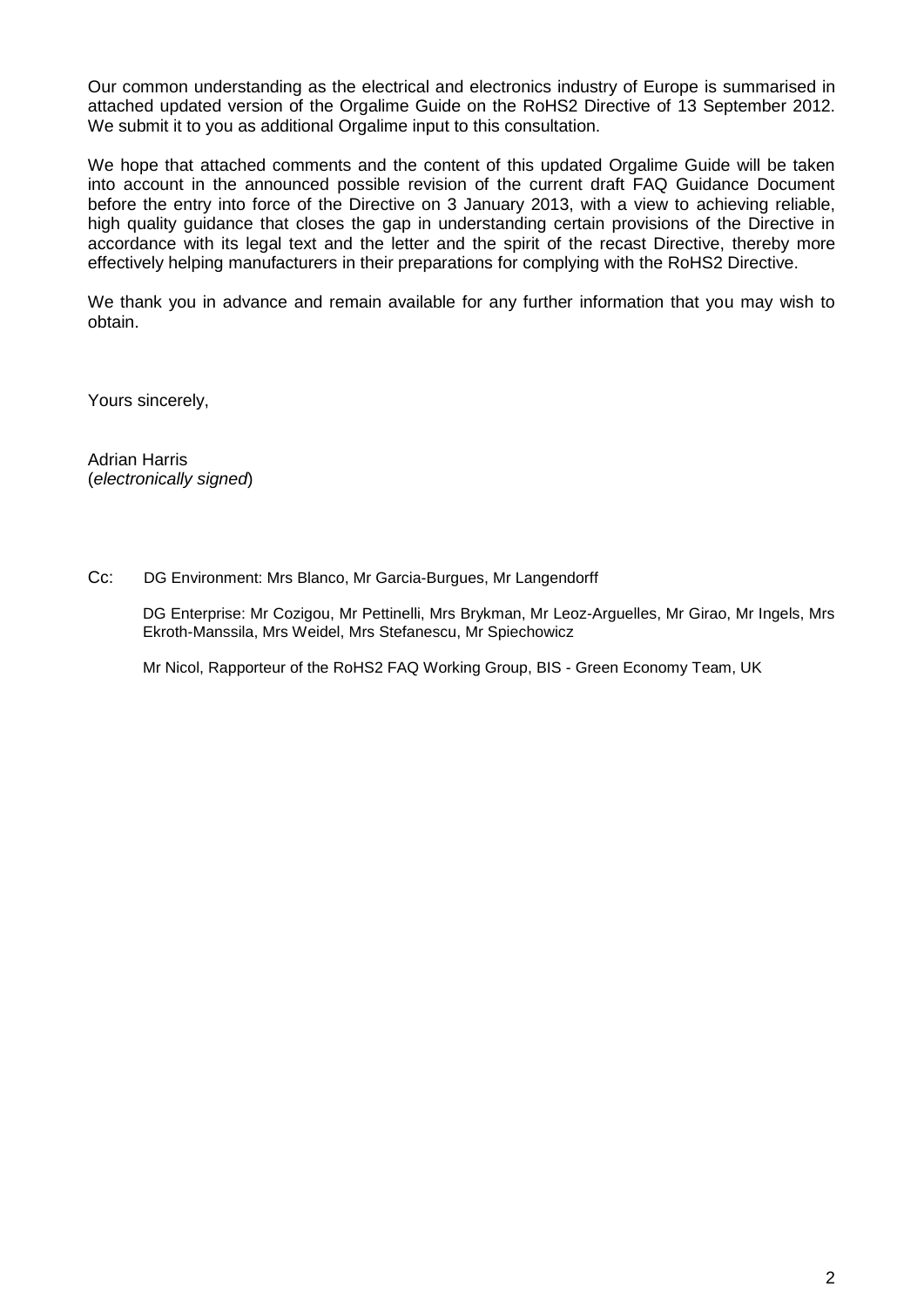Our common understanding as the electrical and electronics industry of Europe is summarised in attached updated version of the Orgalime Guide on the RoHS2 Directive of 13 September 2012. We submit it to you as additional Orgalime input to this consultation.

We hope that attached comments and the content of this updated Orgalime Guide will be taken into account in the announced possible revision of the current draft FAQ Guidance Document before the entry into force of the Directive on 3 January 2013, with a view to achieving reliable, high quality guidance that closes the gap in understanding certain provisions of the Directive in accordance with its legal text and the letter and the spirit of the recast Directive, thereby more effectively helping manufacturers in their preparations for complying with the RoHS2 Directive.

We thank you in advance and remain available for any further information that you may wish to obtain.

Yours sincerely,

Adrian Harris
(*electronically signed*)

Cc: DG Environment: Mrs Blanco, Mr Garcia-Burgues, Mr Langendorff

DG Enterprise: Mr Cozigou, Mr Pettinelli, Mrs Brykman, Mr Leoz-Arguelles, Mr Girao, Mr Ingels, Mrs Ekroth-Manssila, Mrs Weidel, Mrs Stefanescu, Mr Spiechowicz

Mr Nicol, Rapporteur of the RoHS2 FAQ Working Group, BIS - Green Economy Team, UK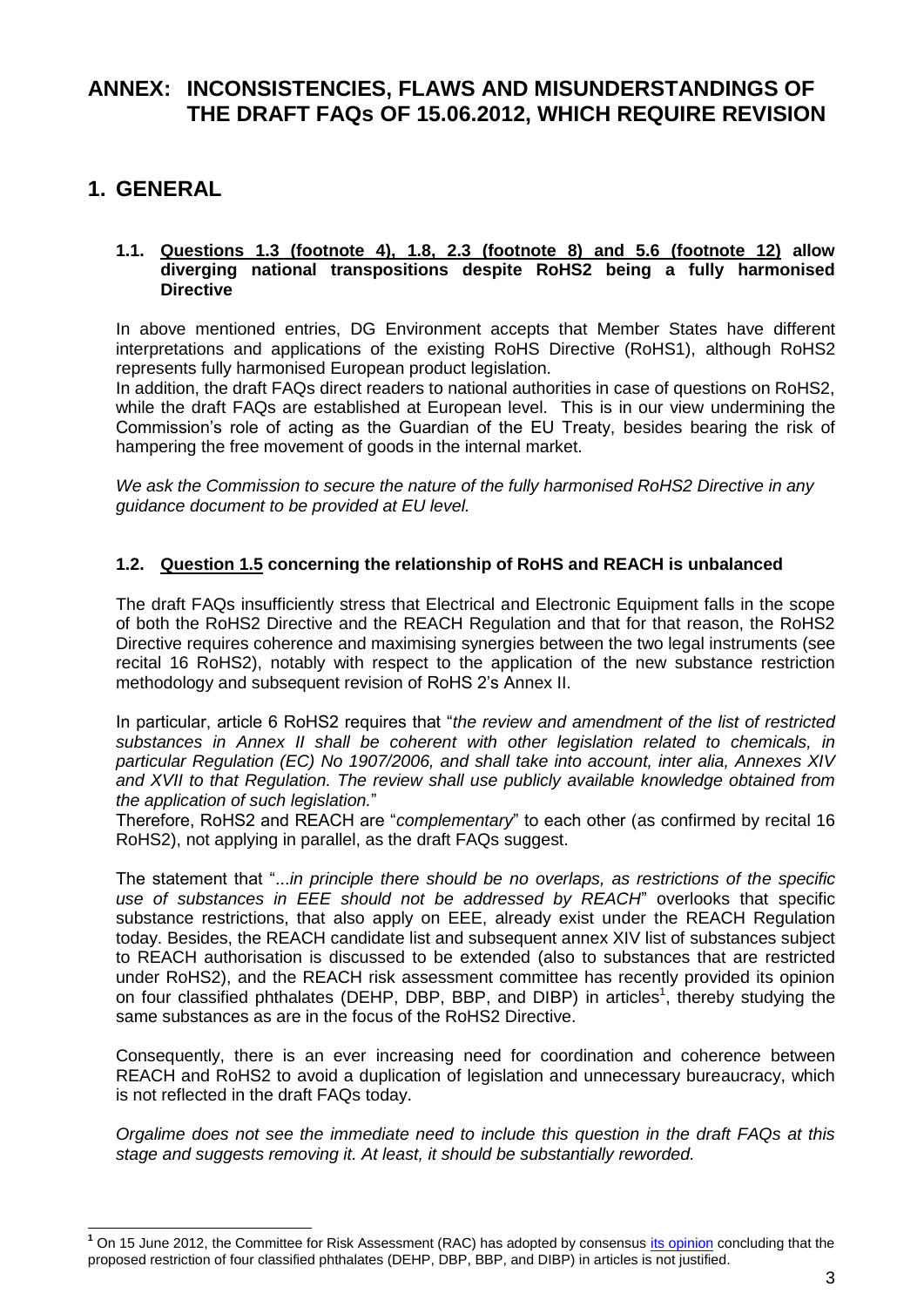# ANNEX: INCONSISTENCIES, FLAWS AND MISUNDERSTANDINGS OF THE DRAFT FAQs OF 15.06.2012, WHICH REQUIRE REVISION

# 1. GENERAL

### 1.1. Questions 1.3 (footnote 4), 1.8, 2.3 (footnote 8) and 5.6 (footnote 12) allow diverging national transpositions despite RoHS2 being a fully harmonised Directive

In above mentioned entries, DG Environment accepts that Member States have different interpretations and applications of the existing RoHS Directive (RoHS1), although RoHS2 represents fully harmonised European product legislation.

In addition, the draft FAQs direct readers to national authorities in case of questions on RoHS2, while the draft FAQs are established at European level. This is in our view undermining the Commission's role of acting as the Guardian of the EU Treaty, besides bearing the risk of hampering the free movement of goods in the internal market.

*We ask the Commission to secure the nature of the fully harmonised RoHS2 Directive in any guidance document to be provided at EU level.*

### 1.2. Question 1.5 concerning the relationship of RoHS and REACH is unbalanced

The draft FAQs insufficiently stress that Electrical and Electronic Equipment falls in the scope of both the RoHS2 Directive and the REACH Regulation and that for that reason, the RoHS2 Directive requires coherence and maximising synergies between the two legal instruments (see recital 16 RoHS2), notably with respect to the application of the new substance restriction methodology and subsequent revision of RoHS 2's Annex II.

In particular, article 6 RoHS2 requires that "*the review and amendment of the list of restricted substances in Annex II shall be coherent with other legislation related to chemicals, in particular Regulation (EC) No 1907/2006, and shall take into account, inter alia, Annexes XIV and XVII to that Regulation. The review shall use publicly available knowledge obtained from the application of such legislation.*"

Therefore, RoHS2 and REACH are "*complementary*" to each other (as confirmed by recital 16 RoHS2), not applying in parallel, as the draft FAQs suggest.

The statement that "...*in principle there should be no overlaps, as restrictions of the specific use of substances in EEE should not be addressed by REACH*" overlooks that specific substance restrictions, that also apply on EEE, already exist under the REACH Regulation today. Besides, the REACH candidate list and subsequent annex XIV list of substances subject to REACH authorisation is discussed to be extended (also to substances that are restricted under RoHS2), and the REACH risk assessment committee has recently provided its opinion on four classified phthalates (DEHP, DBP, BBP, and DIBP) in articles[1], thereby studying the same substances as are in the focus of the RoHS2 Directive.

Consequently, there is an ever increasing need for coordination and coherence between REACH and RoHS2 to avoid a duplication of legislation and unnecessary bureaucracy, which is not reflected in the draft FAQs today.

*Orgalime does not see the immediate need to include this question in the draft FAQs at this stage and suggests removing it. At least, it should be substantially reworded.*

---

[1] On 15 June 2012, the Committee for Risk Assessment (RAC) has adopted by consensus its opinion concluding that the proposed restriction of four classified phthalates (DEHP, DBP, BBP, and DIBP) in articles is not justified.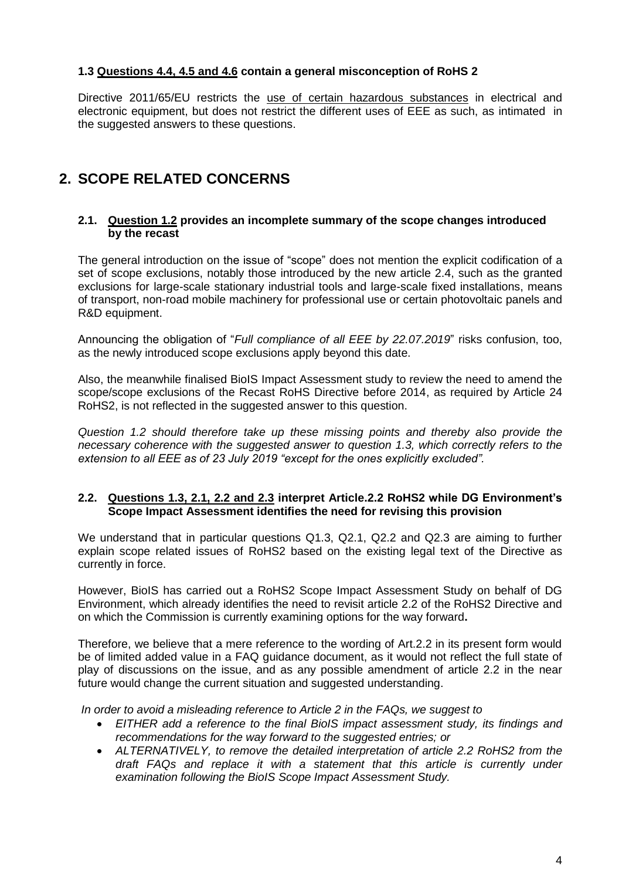### 1.3 Questions 4.4, 4.5 and 4.6 contain a general misconception of RoHS 2

Directive 2011/65/EU restricts the use of certain hazardous substances in electrical and electronic equipment, but does not restrict the different uses of EEE as such, as intimated in the suggested answers to these questions.

## 2. SCOPE RELATED CONCERNS

### 2.1. Question 1.2 provides an incomplete summary of the scope changes introduced by the recast

The general introduction on the issue of "scope" does not mention the explicit codification of a set of scope exclusions, notably those introduced by the new article 2.4, such as the granted exclusions for large-scale stationary industrial tools and large-scale fixed installations, means of transport, non-road mobile machinery for professional use or certain photovoltaic panels and R&D equipment.

Announcing the obligation of "*Full compliance of all EEE by 22.07.2019*" risks confusion, too, as the newly introduced scope exclusions apply beyond this date.

Also, the meanwhile finalised BioIS Impact Assessment study to review the need to amend the scope/scope exclusions of the Recast RoHS Directive before 2014, as required by Article 24 RoHS2, is not reflected in the suggested answer to this question.

*Question 1.2 should therefore take up these missing points and thereby also provide the necessary coherence with the suggested answer to question 1.3, which correctly refers to the extension to all EEE as of 23 July 2019 "except for the ones explicitly excluded".*

### 2.2. Questions 1.3, 2.1, 2.2 and 2.3 interpret Article.2.2 RoHS2 while DG Environment's Scope Impact Assessment identifies the need for revising this provision

We understand that in particular questions Q1.3, Q2.1, Q2.2 and Q2.3 are aiming to further explain scope related issues of RoHS2 based on the existing legal text of the Directive as currently in force.

However, BioIS has carried out a RoHS2 Scope Impact Assessment Study on behalf of DG Environment, which already identifies the need to revisit article 2.2 of the RoHS2 Directive and on which the Commission is currently examining options for the way forward**.**

Therefore, we believe that a mere reference to the wording of Art.2.2 in its present form would be of limited added value in a FAQ guidance document, as it would not reflect the full state of play of discussions on the issue, and as any possible amendment of article 2.2 in the near future would change the current situation and suggested understanding.

*In order to avoid a misleading reference to Article 2 in the FAQs, we suggest to*

- *EITHER add a reference to the final BioIS impact assessment study, its findings and recommendations for the way forward to the suggested entries; or*
- *ALTERNATIVELY, to remove the detailed interpretation of article 2.2 RoHS2 from the draft FAQs and replace it with a statement that this article is currently under examination following the BioIS Scope Impact Assessment Study.*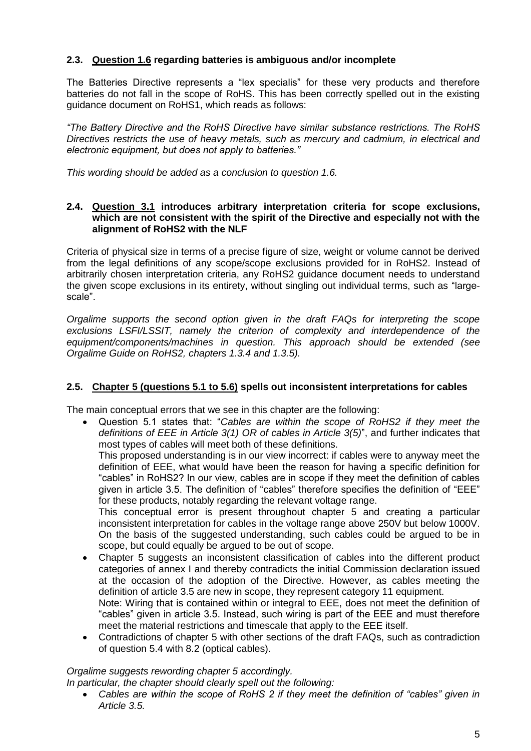### 2.3. <u>Question 1.6</u> regarding batteries is ambiguous and/or incomplete

The Batteries Directive represents a "lex specialis" for these very products and therefore batteries do not fall in the scope of RoHS. This has been correctly spelled out in the existing guidance document on RoHS1, which reads as follows:

*"The Battery Directive and the RoHS Directive have similar substance restrictions. The RoHS Directives restricts the use of heavy metals, such as mercury and cadmium, in electrical and electronic equipment, but does not apply to batteries."*

*This wording should be added as a conclusion to question 1.6.*

### 2.4. <u>Question 3.1</u> introduces arbitrary interpretation criteria for scope exclusions, which are not consistent with the spirit of the Directive and especially not with the alignment of RoHS2 with the NLF

Criteria of physical size in terms of a precise figure of size, weight or volume cannot be derived from the legal definitions of any scope/scope exclusions provided for in RoHS2. Instead of arbitrarily chosen interpretation criteria, any RoHS2 guidance document needs to understand the given scope exclusions in its entirety, without singling out individual terms, such as "large-scale".

*Orgalime supports the second option given in the draft FAQs for interpreting the scope exclusions LSFI/LSSIT, namely the criterion of complexity and interdependence of the equipment/components/machines in question. This approach should be extended (see Orgalime Guide on RoHS2, chapters 1.3.4 and 1.3.5).*

### 2.5. <u>Chapter 5 (questions 5.1 to 5.6)</u> spells out inconsistent interpretations for cables

The main conceptual errors that we see in this chapter are the following:

- Question 5.1 states that: "*Cables are within the scope of RoHS2 if they meet the definitions of EEE in Article 3(1) OR of cables in Article 3(5)*", and further indicates that most types of cables will meet both of these definitions.
  This proposed understanding is in our view incorrect: if cables were to anyway meet the definition of EEE, what would have been the reason for having a specific definition for "cables" in RoHS2? In our view, cables are in scope if they meet the definition of cables given in article 3.5. The definition of "cables" therefore specifies the definition of "EEE" for these products, notably regarding the relevant voltage range.
  This conceptual error is present throughout chapter 5 and creating a particular inconsistent interpretation for cables in the voltage range above 250V but below 1000V. On the basis of the suggested understanding, such cables could be argued to be in scope, but could equally be argued to be out of scope.
- Chapter 5 suggests an inconsistent classification of cables into the different product categories of annex I and thereby contradicts the initial Commission declaration issued at the occasion of the adoption of the Directive. However, as cables meeting the definition of article 3.5 are new in scope, they represent category 11 equipment.
  Note: Wiring that is contained within or integral to EEE, does not meet the definition of "cables" given in article 3.5. Instead, such wiring is part of the EEE and must therefore meet the material restrictions and timescale that apply to the EEE itself.
- Contradictions of chapter 5 with other sections of the draft FAQs, such as contradiction of question 5.4 with 8.2 (optical cables).

*Orgalime suggests rewording chapter 5 accordingly.*
*In particular, the chapter should clearly spell out the following:*

- *Cables are within the scope of RoHS 2 if they meet the definition of "cables" given in Article 3.5.*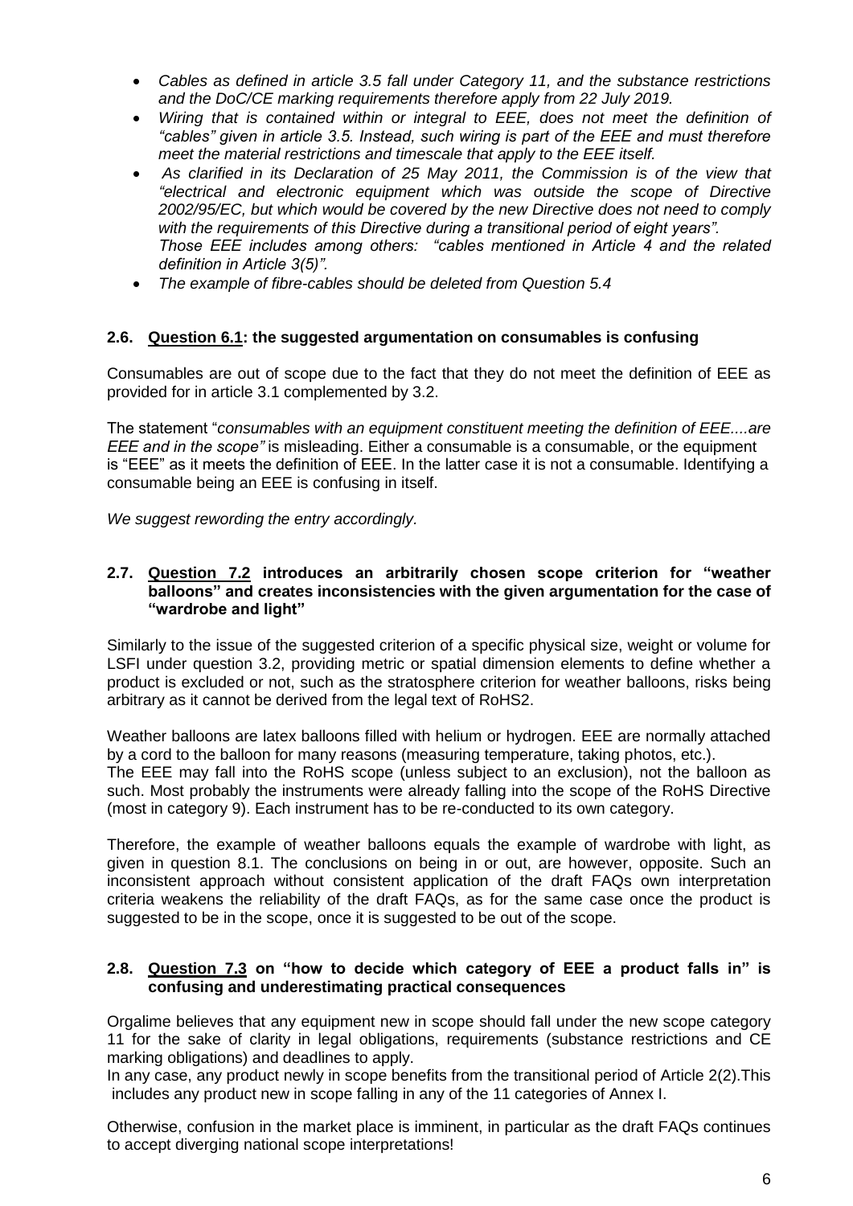- *Cables as defined in article 3.5 fall under Category 11, and the substance restrictions and the DoC/CE marking requirements therefore apply from 22 July 2019.*
- *Wiring that is contained within or integral to EEE, does not meet the definition of "cables" given in article 3.5. Instead, such wiring is part of the EEE and must therefore meet the material restrictions and timescale that apply to the EEE itself.*
- *As clarified in its Declaration of 25 May 2011, the Commission is of the view that "electrical and electronic equipment which was outside the scope of Directive 2002/95/EC, but which would be covered by the new Directive does not need to comply with the requirements of this Directive during a transitional period of eight years".*
  *Those EEE includes among others: "cables mentioned in Article 4 and the related definition in Article 3(5)".*
- *The example of fibre-cables should be deleted from Question 5.4*

## 2.6. Question 6.1: the suggested argumentation on consumables is confusing

Consumables are out of scope due to the fact that they do not meet the definition of EEE as provided for in article 3.1 complemented by 3.2.

The statement "*consumables with an equipment constituent meeting the definition of EEE....are EEE and in the scope"* is misleading. Either a consumable is a consumable, or the equipment is "EEE" as it meets the definition of EEE. In the latter case it is not a consumable. Identifying a consumable being an EEE is confusing in itself.

*We suggest rewording the entry accordingly.*

## 2.7. Question 7.2 introduces an arbitrarily chosen scope criterion for "weather balloons" and creates inconsistencies with the given argumentation for the case of "wardrobe and light"

Similarly to the issue of the suggested criterion of a specific physical size, weight or volume for LSFI under question 3.2, providing metric or spatial dimension elements to define whether a product is excluded or not, such as the stratosphere criterion for weather balloons, risks being arbitrary as it cannot be derived from the legal text of RoHS2.

Weather balloons are latex balloons filled with helium or hydrogen. EEE are normally attached by a cord to the balloon for many reasons (measuring temperature, taking photos, etc.).
The EEE may fall into the RoHS scope (unless subject to an exclusion), not the balloon as such. Most probably the instruments were already falling into the scope of the RoHS Directive (most in category 9). Each instrument has to be re-conducted to its own category.

Therefore, the example of weather balloons equals the example of wardrobe with light, as given in question 8.1. The conclusions on being in or out, are however, opposite. Such an inconsistent approach without consistent application of the draft FAQs own interpretation criteria weakens the reliability of the draft FAQs, as for the same case once the product is suggested to be in the scope, once it is suggested to be out of the scope.

## 2.8. Question 7.3 on "how to decide which category of EEE a product falls in" is confusing and underestimating practical consequences

Orgalime believes that any equipment new in scope should fall under the new scope category 11 for the sake of clarity in legal obligations, requirements (substance restrictions and CE marking obligations) and deadlines to apply.
In any case, any product newly in scope benefits from the transitional period of Article 2(2).This includes any product new in scope falling in any of the 11 categories of Annex I.

Otherwise, confusion in the market place is imminent, in particular as the draft FAQs continues to accept diverging national scope interpretations!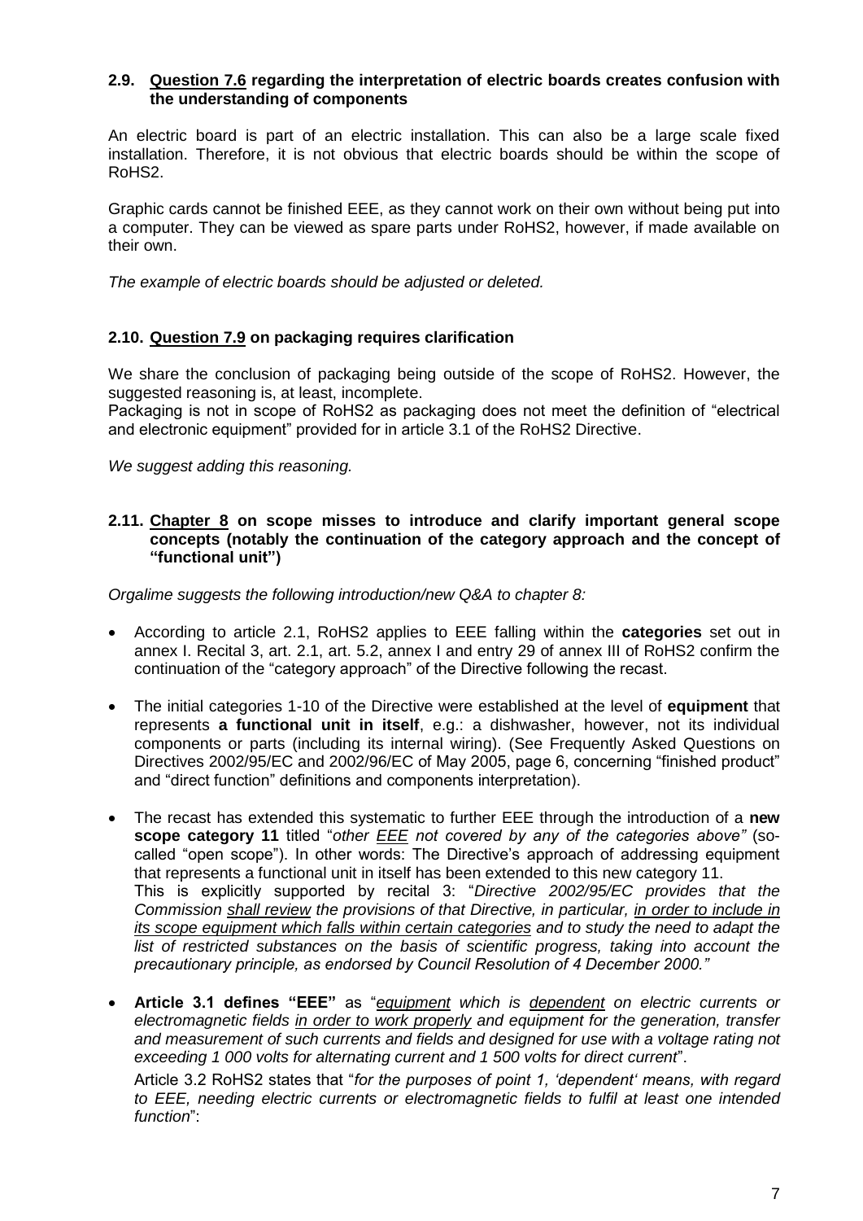### 2.9. <u>Question 7.6</u> regarding the interpretation of electric boards creates confusion with the understanding of components

An electric board is part of an electric installation. This can also be a large scale fixed installation. Therefore, it is not obvious that electric boards should be within the scope of RoHS2.

Graphic cards cannot be finished EEE, as they cannot work on their own without being put into a computer. They can be viewed as spare parts under RoHS2, however, if made available on their own.

*The example of electric boards should be adjusted or deleted.*

### 2.10. <u>Question 7.9</u> on packaging requires clarification

We share the conclusion of packaging being outside of the scope of RoHS2. However, the suggested reasoning is, at least, incomplete.

Packaging is not in scope of RoHS2 as packaging does not meet the definition of "electrical and electronic equipment" provided for in article 3.1 of the RoHS2 Directive.

*We suggest adding this reasoning.*

### 2.11. <u>Chapter 8</u> on scope misses to introduce and clarify important general scope concepts (notably the continuation of the category approach and the concept of "functional unit")

*Orgalime suggests the following introduction/new Q&A to chapter 8:*

- According to article 2.1, RoHS2 applies to EEE falling within the **categories** set out in annex I. Recital 3, art. 2.1, art. 5.2, annex I and entry 29 of annex III of RoHS2 confirm the continuation of the "category approach" of the Directive following the recast.
- The initial categories 1-10 of the Directive were established at the level of **equipment** that represents **a functional unit in itself**, e.g.: a dishwasher, however, not its individual components or parts (including its internal wiring). (See Frequently Asked Questions on Directives 2002/95/EC and 2002/96/EC of May 2005, page 6, concerning "finished product" and "direct function" definitions and components interpretation).
- The recast has extended this systematic to further EEE through the introduction of a **new scope category 11** titled "*other <u>EEE</u> not covered by any of the categories above"* (so-called "open scope"). In other words: The Directive's approach of addressing equipment that represents a functional unit in itself has been extended to this new category 11.
  This is explicitly supported by recital 3: "*Directive 2002/95/EC provides that the Commission <u>shall review</u> the provisions of that Directive, in particular, <u>in order to include in its scope equipment which falls within certain categories</u> and to study the need to adapt the list of restricted substances on the basis of scientific progress, taking into account the precautionary principle, as endorsed by Council Resolution of 4 December 2000."*
- **Article 3.1 defines "EEE"** as "*<u>equipment</u> which is <u>dependent</u> on electric currents or electromagnetic fields <u>in order to work properly</u> and equipment for the generation, transfer and measurement of such currents and fields and designed for use with a voltage rating not exceeding 1 000 volts for alternating current and 1 500 volts for direct current*".

  Article 3.2 RoHS2 states that "*for the purposes of point 1, 'dependent' means, with regard to EEE, needing electric currents or electromagnetic fields to fulfil at least one intended function*":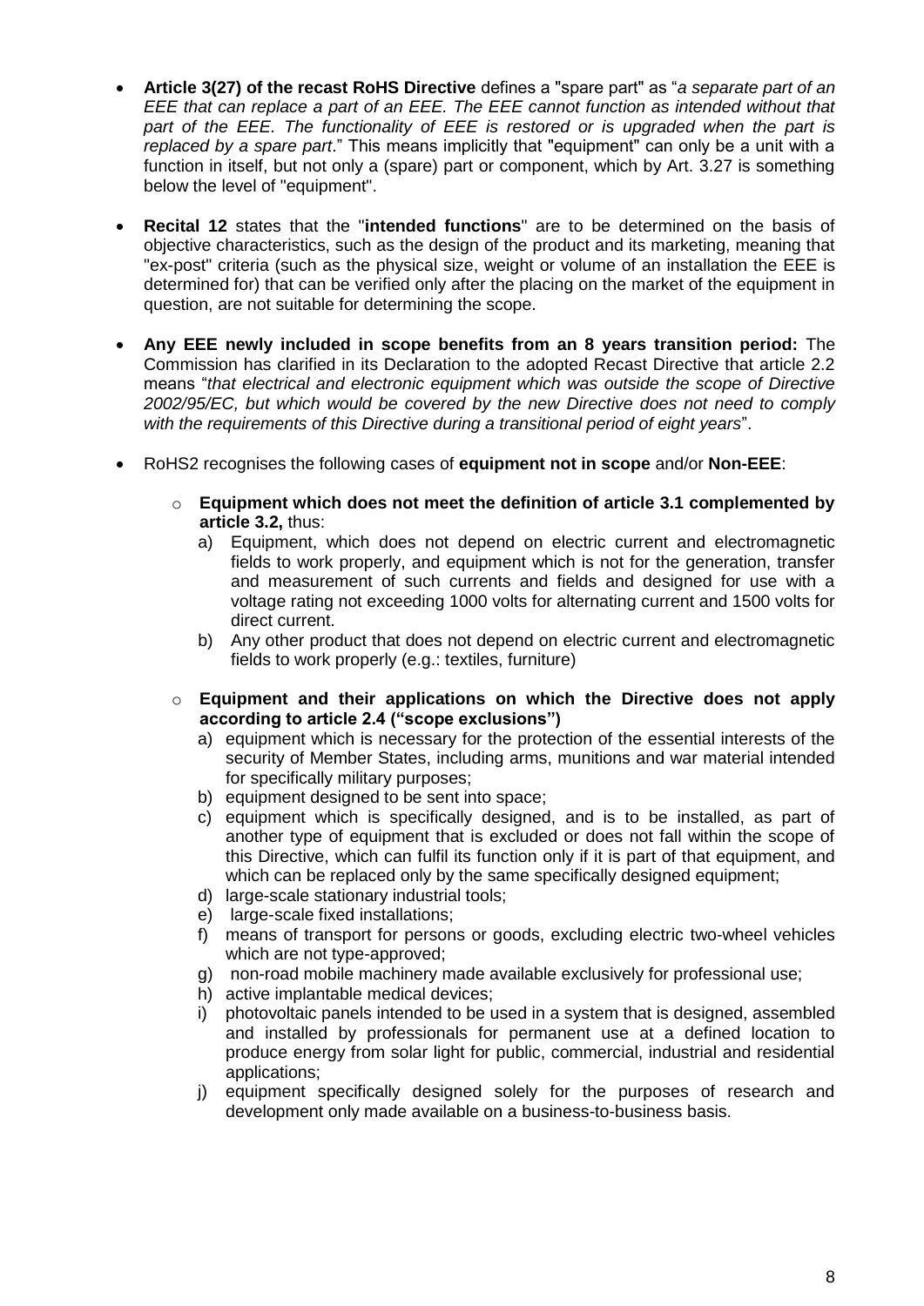- **Article 3(27) of the recast RoHS Directive** defines a "spare part" as "*a separate part of an EEE that can replace a part of an EEE. The EEE cannot function as intended without that part of the EEE. The functionality of EEE is restored or is upgraded when the part is replaced by a spare part*." This means implicitly that "equipment" can only be a unit with a function in itself, but not only a (spare) part or component, which by Art. 3.27 is something below the level of "equipment".

- **Recital 12** states that the "**intended functions**" are to be determined on the basis of objective characteristics, such as the design of the product and its marketing, meaning that "ex-post" criteria (such as the physical size, weight or volume of an installation the EEE is determined for) that can be verified only after the placing on the market of the equipment in question, are not suitable for determining the scope.

- **Any EEE newly included in scope benefits from an 8 years transition period:** The Commission has clarified in its Declaration to the adopted Recast Directive that article 2.2 means "*that electrical and electronic equipment which was outside the scope of Directive 2002/95/EC, but which would be covered by the new Directive does not need to comply with the requirements of this Directive during a transitional period of eight years*".

- RoHS2 recognises the following cases of **equipment not in scope** and/or **Non-EEE**:

  - **Equipment which does not meet the definition of article 3.1 complemented by article 3.2,** thus:
    a) Equipment, which does not depend on electric current and electromagnetic fields to work properly, and equipment which is not for the generation, transfer and measurement of such currents and fields and designed for use with a voltage rating not exceeding 1000 volts for alternating current and 1500 volts for direct current.
    b) Any other product that does not depend on electric current and electromagnetic fields to work properly (e.g.: textiles, furniture)

  - **Equipment and their applications on which the Directive does not apply according to article 2.4 ("scope exclusions")**
    a) equipment which is necessary for the protection of the essential interests of the security of Member States, including arms, munitions and war material intended for specifically military purposes;
    b) equipment designed to be sent into space;
    c) equipment which is specifically designed, and is to be installed, as part of another type of equipment that is excluded or does not fall within the scope of this Directive, which can fulfil its function only if it is part of that equipment, and which can be replaced only by the same specifically designed equipment;
    d) large-scale stationary industrial tools;
    e) large-scale fixed installations;
    f) means of transport for persons or goods, excluding electric two-wheel vehicles which are not type-approved;
    g) non-road mobile machinery made available exclusively for professional use;
    h) active implantable medical devices;
    i) photovoltaic panels intended to be used in a system that is designed, assembled and installed by professionals for permanent use at a defined location to produce energy from solar light for public, commercial, industrial and residential applications;
    j) equipment specifically designed solely for the purposes of research and development only made available on a business-to-business basis.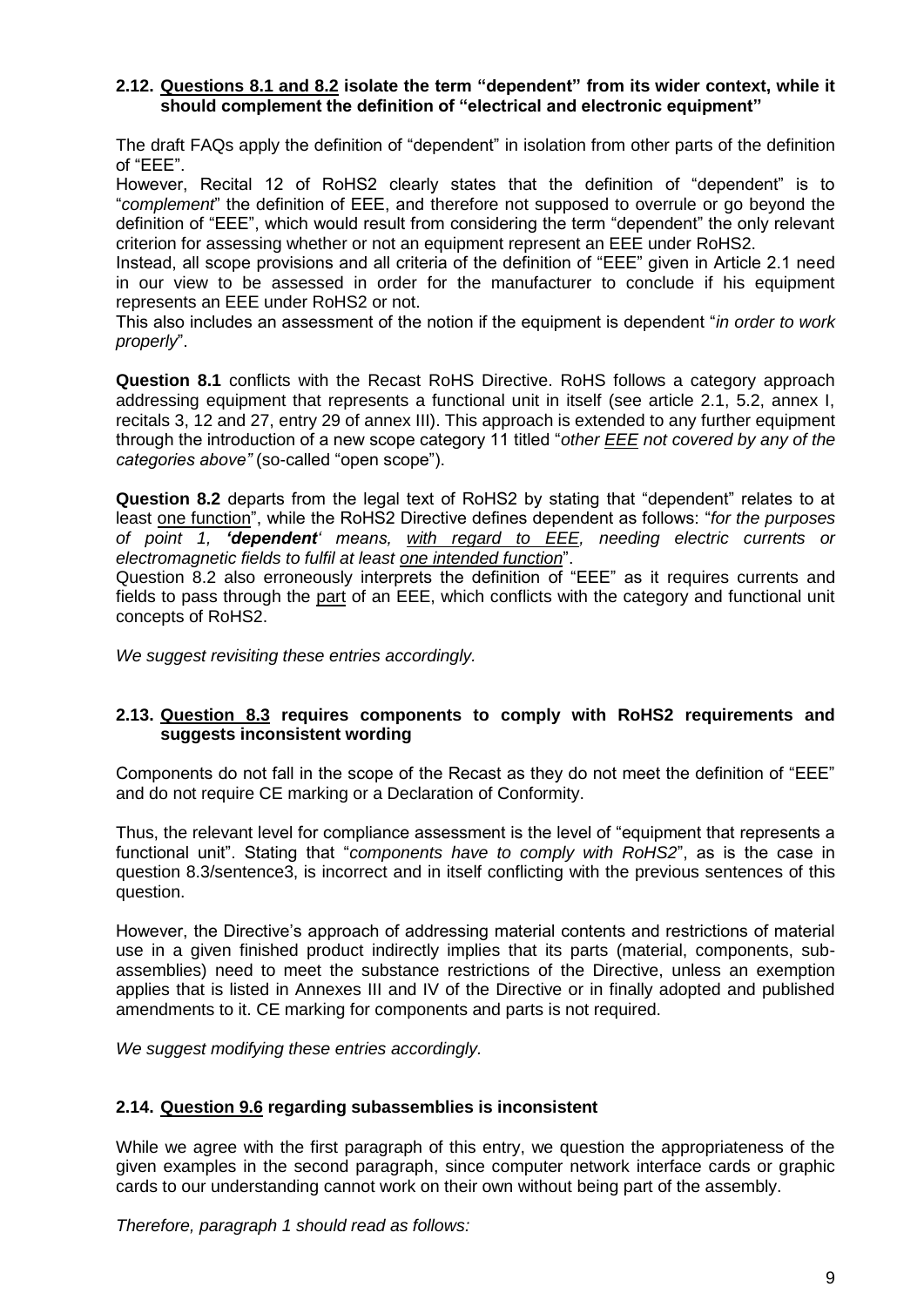### 2.12. **<u>Questions 8.1 and 8.2</u> isolate the term "dependent" from its wider context, while it should complement the definition of "electrical and electronic equipment"**

The draft FAQs apply the definition of "dependent" in isolation from other parts of the definition of "EEE".

However, Recital 12 of RoHS2 clearly states that the definition of "dependent" is to "*complement*" the definition of EEE, and therefore not supposed to overrule or go beyond the definition of "EEE", which would result from considering the term "dependent" the only relevant criterion for assessing whether or not an equipment represent an EEE under RoHS2.

Instead, all scope provisions and all criteria of the definition of "EEE" given in Article 2.1 need in our view to be assessed in order for the manufacturer to conclude if his equipment represents an EEE under RoHS2 or not.

This also includes an assessment of the notion if the equipment is dependent "*in order to work properly*".

**Question 8.1** conflicts with the Recast RoHS Directive. RoHS follows a category approach addressing equipment that represents a functional unit in itself (see article 2.1, 5.2, annex I, recitals 3, 12 and 27, entry 29 of annex III). This approach is extended to any further equipment through the introduction of a new scope category 11 titled "*other <u>EEE</u> not covered by any of the categories above"* (so-called "open scope").

**Question 8.2** departs from the legal text of RoHS2 by stating that "dependent" relates to at least <u>one function</u>", while the RoHS2 Directive defines dependent as follows: "*for the purposes of point 1, **'dependent'** means, <u>with regard to EEE</u>, needing electric currents or electromagnetic fields to fulfil at least <u>one intended function</u>*".

Question 8.2 also erroneously interprets the definition of "EEE" as it requires currents and fields to pass through the <u>part</u> of an EEE, which conflicts with the category and functional unit concepts of RoHS2.

*We suggest revisiting these entries accordingly.*

### 2.13. **<u>Question 8.3</u> requires components to comply with RoHS2 requirements and suggests inconsistent wording**

Components do not fall in the scope of the Recast as they do not meet the definition of "EEE" and do not require CE marking or a Declaration of Conformity.

Thus, the relevant level for compliance assessment is the level of "equipment that represents a functional unit". Stating that "*components have to comply with RoHS2*", as is the case in question 8.3/sentence3, is incorrect and in itself conflicting with the previous sentences of this question.

However, the Directive's approach of addressing material contents and restrictions of material use in a given finished product indirectly implies that its parts (material, components, sub-assemblies) need to meet the substance restrictions of the Directive, unless an exemption applies that is listed in Annexes III and IV of the Directive or in finally adopted and published amendments to it. CE marking for components and parts is not required.

*We suggest modifying these entries accordingly.*

### 2.14. **<u>Question 9.6</u> regarding subassemblies is inconsistent**

While we agree with the first paragraph of this entry, we question the appropriateness of the given examples in the second paragraph, since computer network interface cards or graphic cards to our understanding cannot work on their own without being part of the assembly.

*Therefore, paragraph 1 should read as follows:*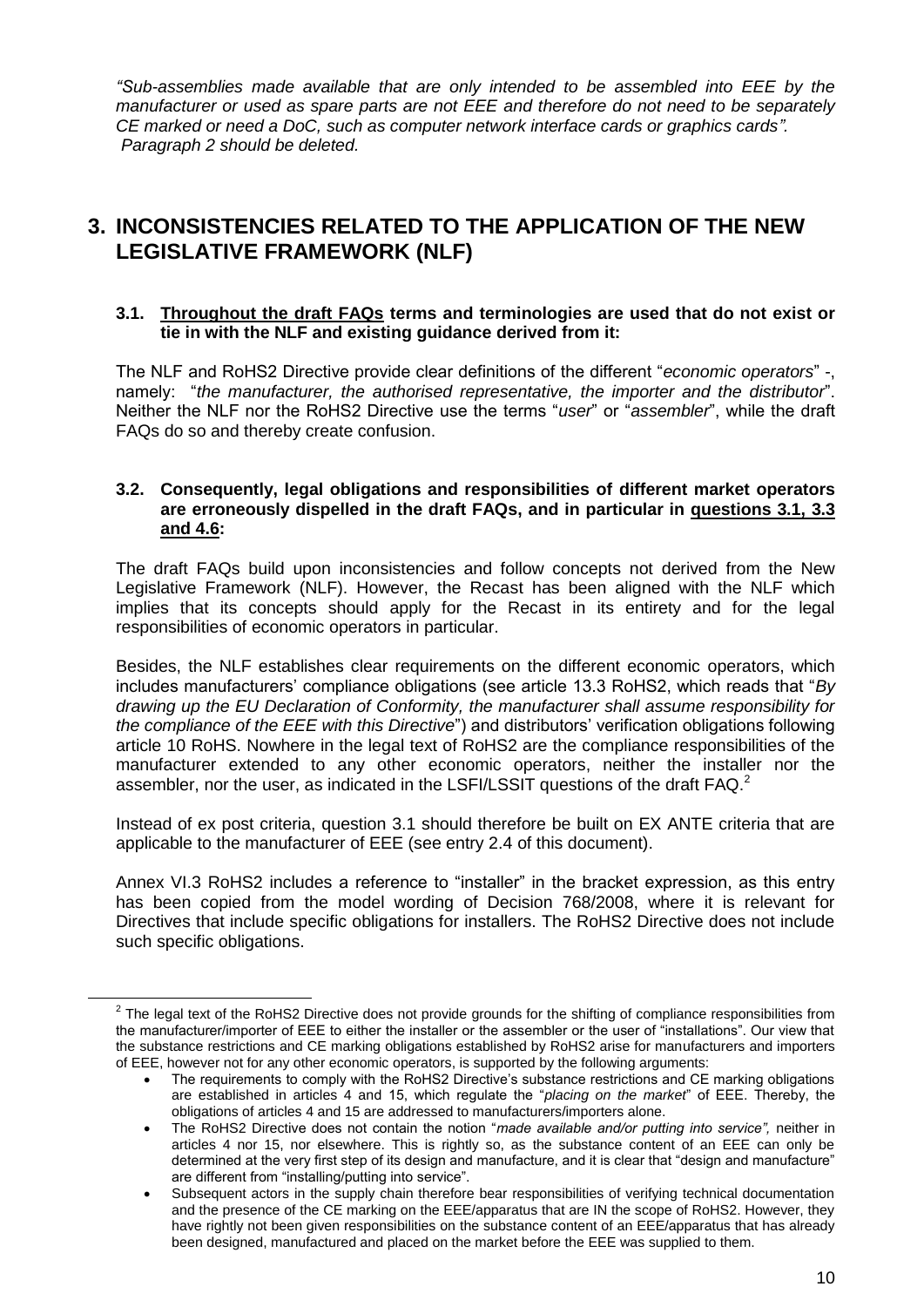*"Sub-assemblies made available that are only intended to be assembled into EEE by the manufacturer or used as spare parts are not EEE and therefore do not need to be separately CE marked or need a DoC, such as computer network interface cards or graphics cards".*
*Paragraph 2 should be deleted.*

## 3. INCONSISTENCIES RELATED TO THE APPLICATION OF THE NEW LEGISLATIVE FRAMEWORK (NLF)

### 3.1. Throughout the draft FAQs terms and terminologies are used that do not exist or tie in with the NLF and existing guidance derived from it:

The NLF and RoHS2 Directive provide clear definitions of the different "*economic operators*" -, namely: "*the manufacturer, the authorised representative, the importer and the distributor*". Neither the NLF nor the RoHS2 Directive use the terms "*user*" or "*assembler*", while the draft FAQs do so and thereby create confusion.

### 3.2. Consequently, legal obligations and responsibilities of different market operators are erroneously dispelled in the draft FAQs, and in particular in questions 3.1, 3.3 and 4.6:

The draft FAQs build upon inconsistencies and follow concepts not derived from the New Legislative Framework (NLF). However, the Recast has been aligned with the NLF which implies that its concepts should apply for the Recast in its entirety and for the legal responsibilities of economic operators in particular.

Besides, the NLF establishes clear requirements on the different economic operators, which includes manufacturers' compliance obligations (see article 13.3 RoHS2, which reads that "*By drawing up the EU Declaration of Conformity, the manufacturer shall assume responsibility for the compliance of the EEE with this Directive*") and distributors' verification obligations following article 10 RoHS. Nowhere in the legal text of RoHS2 are the compliance responsibilities of the manufacturer extended to any other economic operators, neither the installer nor the assembler, nor the user, as indicated in the LSFI/LSSIT questions of the draft FAQ.[2]

Instead of ex post criteria, question 3.1 should therefore be built on EX ANTE criteria that are applicable to the manufacturer of EEE (see entry 2.4 of this document).

Annex VI.3 RoHS2 includes a reference to "installer" in the bracket expression, as this entry has been copied from the model wording of Decision 768/2008, where it is relevant for Directives that include specific obligations for installers. The RoHS2 Directive does not include such specific obligations.

---

[2] The legal text of the RoHS2 Directive does not provide grounds for the shifting of compliance responsibilities from the manufacturer/importer of EEE to either the installer or the assembler or the user of "installations". Our view that the substance restrictions and CE marking obligations established by RoHS2 arise for manufacturers and importers of EEE, however not for any other economic operators, is supported by the following arguments:

- The requirements to comply with the RoHS2 Directive's substance restrictions and CE marking obligations are established in articles 4 and 15, which regulate the "*placing on the market*" of EEE. Thereby, the obligations of articles 4 and 15 are addressed to manufacturers/importers alone.
- The RoHS2 Directive does not contain the notion "*made available and/or putting into service",* neither in articles 4 nor 15, nor elsewhere. This is rightly so, as the substance content of an EEE can only be determined at the very first step of its design and manufacture, and it is clear that "design and manufacture" are different from "installing/putting into service".
- Subsequent actors in the supply chain therefore bear responsibilities of verifying technical documentation and the presence of the CE marking on the EEE/apparatus that are IN the scope of RoHS2. However, they have rightly not been given responsibilities on the substance content of an EEE/apparatus that has already been designed, manufactured and placed on the market before the EEE was supplied to them.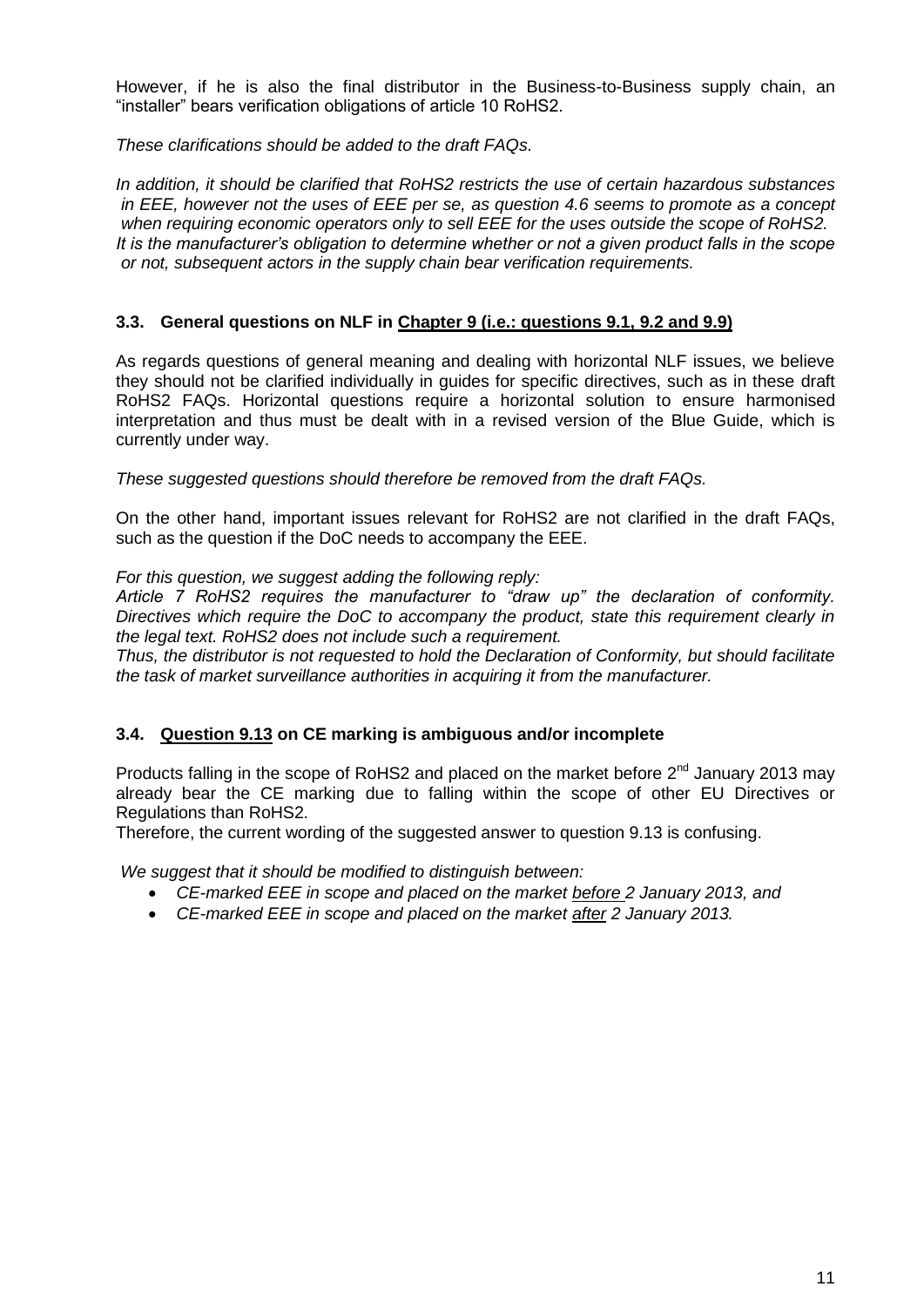However, if he is also the final distributor in the Business-to-Business supply chain, an "installer" bears verification obligations of article 10 RoHS2.

*These clarifications should be added to the draft FAQs.*

*In addition, it should be clarified that RoHS2 restricts the use of certain hazardous substances in EEE, however not the uses of EEE per se, as question 4.6 seems to promote as a concept when requiring economic operators only to sell EEE for the uses outside the scope of RoHS2. It is the manufacturer's obligation to determine whether or not a given product falls in the scope or not, subsequent actors in the supply chain bear verification requirements.*

### 3.3. General questions on NLF in <u>Chapter 9 (i.e.: questions 9.1, 9.2 and 9.9)</u>

As regards questions of general meaning and dealing with horizontal NLF issues, we believe they should not be clarified individually in guides for specific directives, such as in these draft RoHS2 FAQs. Horizontal questions require a horizontal solution to ensure harmonised interpretation and thus must be dealt with in a revised version of the Blue Guide, which is currently under way.

*These suggested questions should therefore be removed from the draft FAQs.*

On the other hand, important issues relevant for RoHS2 are not clarified in the draft FAQs, such as the question if the DoC needs to accompany the EEE.

*For this question, we suggest adding the following reply:*
*Article 7 RoHS2 requires the manufacturer to "draw up" the declaration of conformity. Directives which require the DoC to accompany the product, state this requirement clearly in the legal text. RoHS2 does not include such a requirement.*
*Thus, the distributor is not requested to hold the Declaration of Conformity, but should facilitate the task of market surveillance authorities in acquiring it from the manufacturer.*

### 3.4. <u>Question 9.13</u> on CE marking is ambiguous and/or incomplete

Products falling in the scope of RoHS2 and placed on the market before 2nd January 2013 may already bear the CE marking due to falling within the scope of other EU Directives or Regulations than RoHS2.
Therefore, the current wording of the suggested answer to question 9.13 is confusing.

*We suggest that it should be modified to distinguish between:*

- *CE-marked EEE in scope and placed on the market <u>before</u> 2 January 2013, and*
- *CE-marked EEE in scope and placed on the market <u>after</u> 2 January 2013.*